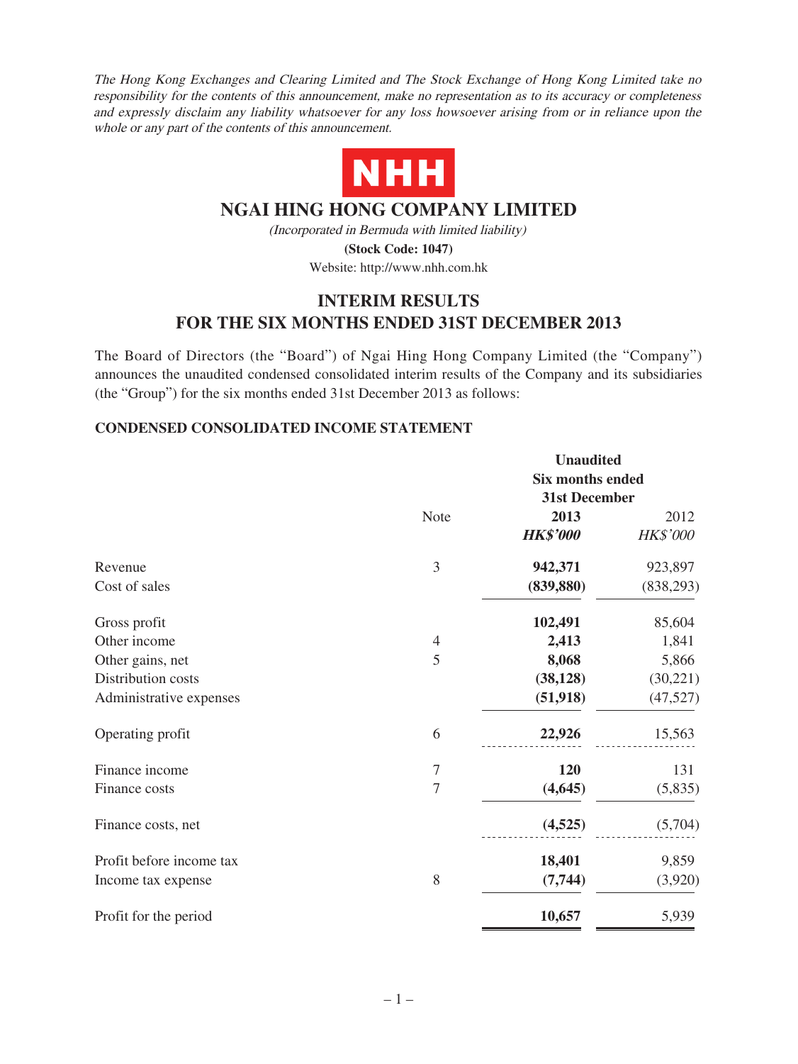*The Hong Kong Exchanges and Clearing Limited and The Stock Exchange of Hong Kong Limited take no responsibility for the contents of this announcement, make no representation as to its accuracy or completeness and expressly disclaim any liability whatsoever for any loss howsoever arising from or in reliance upon the whole or any part of the contents of this announcement.*

NHH

# NGAI HING HONG COMPANY LIMITED

*(Incorporated in Bermuda with limited liability)*

**(Stock Code: 1047)**

Website: http://www.nhh.com.hk

## INTERIM RESULTS FOR THE SIX MONTHS ENDED 31ST DECEMBER 2013

The Board of Directors (the "Board") of Ngai Hing Hong Company Limited (the "Company") announces the unaudited condensed consolidated interim results of the Company and its subsidiaries (the "Group") for the six months ended 31st December 2013 as follows:

### CONDENSED CONSOLIDATED INCOME STATEMENT

| | Note | Unaudited Six months ended 31st December 2013 HK$'000 | 2012 HK$'000 |
|---|---|---|---|
| Revenue | 3 | **942,371** | 923,897 |
| Cost of sales | | **(839,880)** | (838,293) |
| Gross profit | | **102,491** | 85,604 |
| Other income | 4 | **2,413** | 1,841 |
| Other gains, net | 5 | **8,068** | 5,866 |
| Distribution costs | | **(38,128)** | (30,221) |
| Administrative expenses | | **(51,918)** | (47,527) |
| Operating profit | 6 | **22,926** | 15,563 |
| Finance income | 7 | **120** | 131 |
| Finance costs | 7 | **(4,645)** | (5,835) |
| Finance costs, net | | **(4,525)** | (5,704) |
| Profit before income tax | | **18,401** | 9,859 |
| Income tax expense | 8 | **(7,744)** | (3,920) |
| Profit for the period | | **10,657** | 5,939 |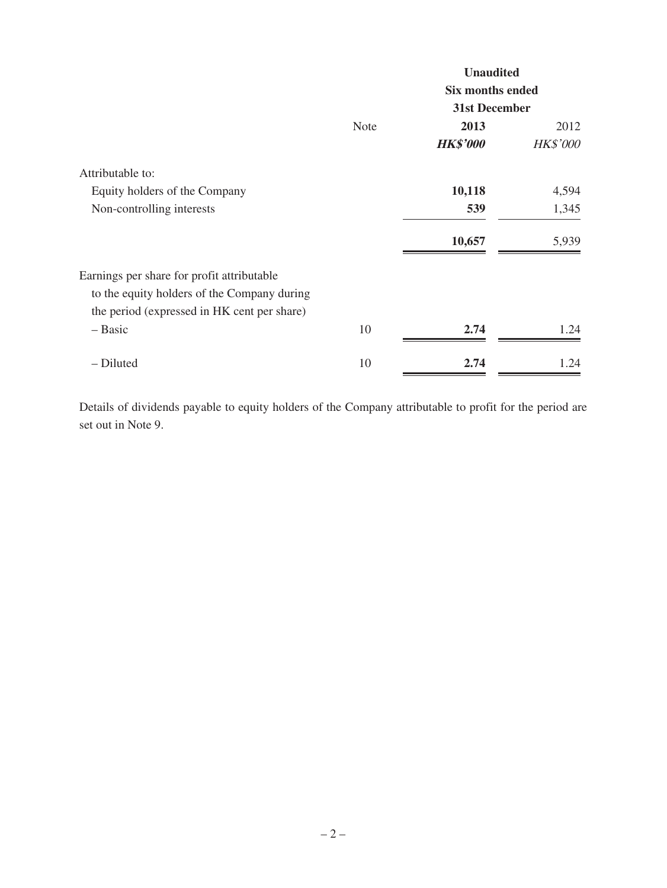| | Note | Unaudited Six months ended 31st December 2013 *HK$'000* | 2012 *HK$'000* |
|---|---|---|---|
| Attributable to: | | | |
| Equity holders of the Company | | **10,118** | 4,594 |
| Non-controlling interests | | **539** | 1,345 |
| | | **10,657** | 5,939 |
| Earnings per share for profit attributable to the equity holders of the Company during the period (expressed in HK cent per share) | | | |
| – Basic | 10 | **2.74** | 1.24 |
| – Diluted | 10 | **2.74** | 1.24 |

Details of dividends payable to equity holders of the Company attributable to profit for the period are set out in Note 9.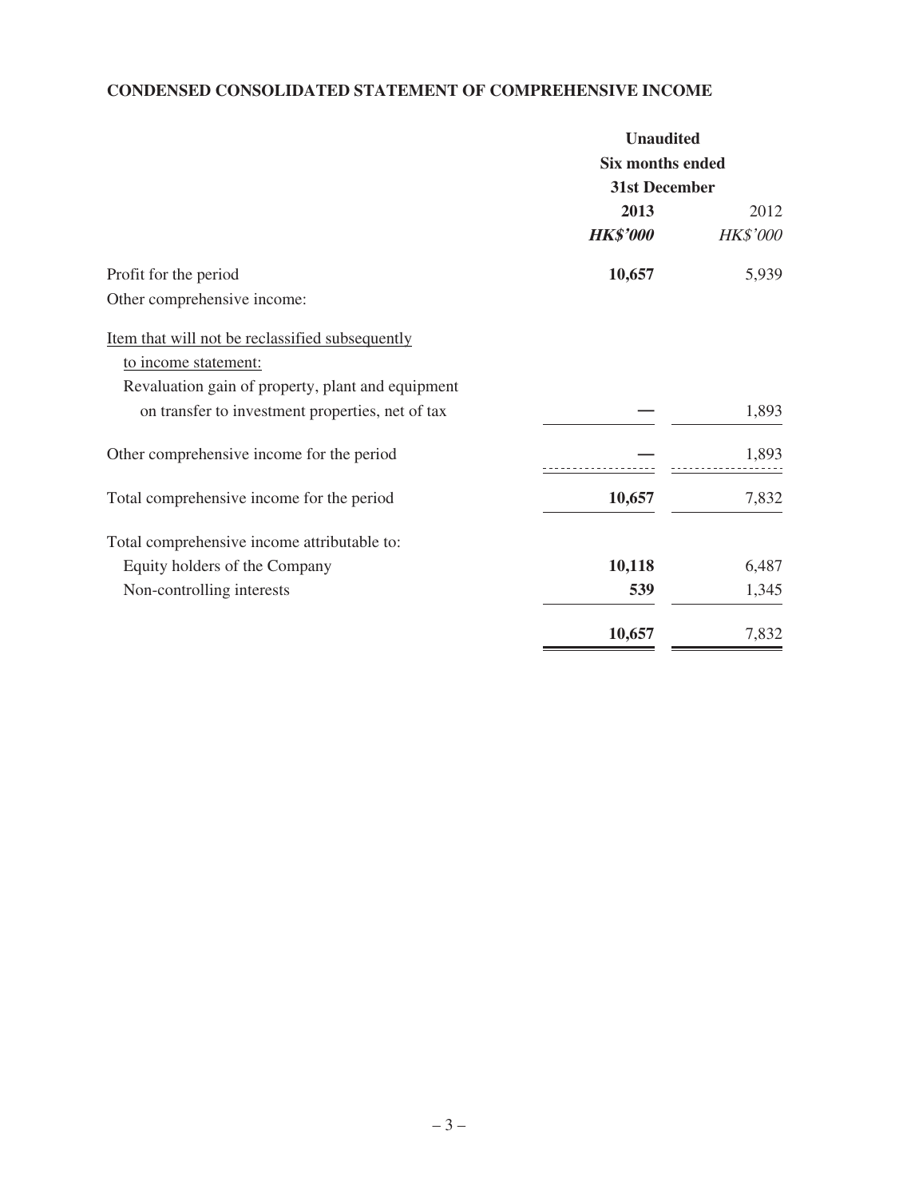## CONDENSED CONSOLIDATED STATEMENT OF COMPREHENSIVE INCOME

| | Unaudited<br>Six months ended<br>31st December<br>**2013**<br>***HK$'000*** | <br><br><br>2012<br>*HK$'000* |
|---|---|---|
| Profit for the period | **10,657** | 5,939 |
| Other comprehensive income: | | |
| Item that will not be reclassified subsequently to income statement: | | |
| Revaluation gain of property, plant and equipment on transfer to investment properties, net of tax | **—** | 1,893 |
| Other comprehensive income for the period | **—** | 1,893 |
| Total comprehensive income for the period | **10,657** | 7,832 |
| Total comprehensive income attributable to: | | |
| Equity holders of the Company | **10,118** | 6,487 |
| Non-controlling interests | **539** | 1,345 |
| | **10,657** | 7,832 |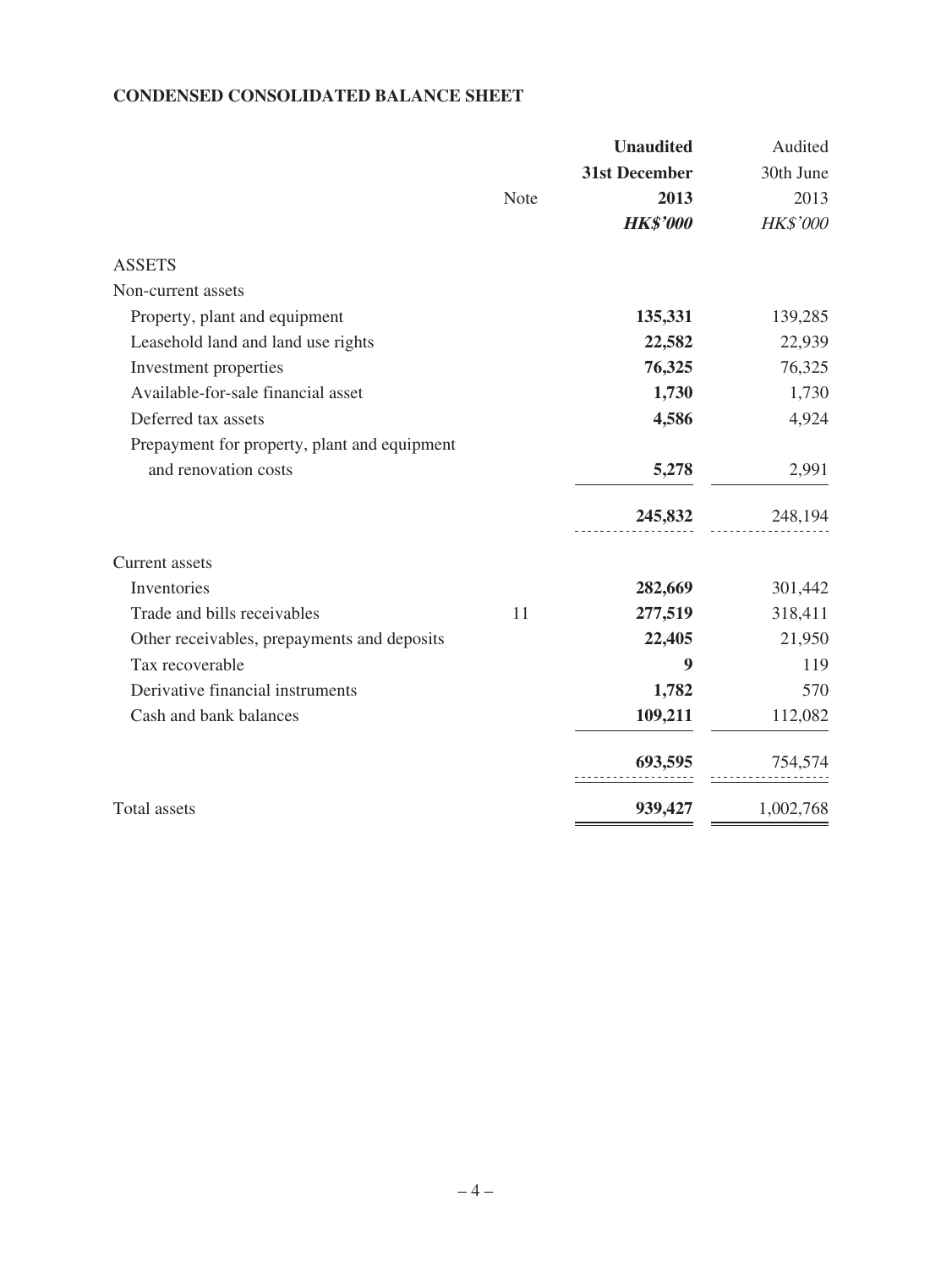**CONDENSED CONSOLIDATED BALANCE SHEET**

| | Note | **Unaudited 31st December 2013** | Audited 30th June 2013 |
|---|---|---|---|
| | | ***HK$'000*** | *HK$'000* |
| ASSETS | | | |
| Non-current assets | | | |
| Property, plant and equipment | | **135,331** | 139,285 |
| Leasehold land and land use rights | | **22,582** | 22,939 |
| Investment properties | | **76,325** | 76,325 |
| Available-for-sale financial asset | | **1,730** | 1,730 |
| Deferred tax assets | | **4,586** | 4,924 |
| Prepayment for property, plant and equipment and renovation costs | | **5,278** | 2,991 |
| | | **245,832** | 248,194 |
| Current assets | | | |
| Inventories | | **282,669** | 301,442 |
| Trade and bills receivables | 11 | **277,519** | 318,411 |
| Other receivables, prepayments and deposits | | **22,405** | 21,950 |
| Tax recoverable | | **9** | 119 |
| Derivative financial instruments | | **1,782** | 570 |
| Cash and bank balances | | **109,211** | 112,082 |
| | | **693,595** | 754,574 |
| Total assets | | **939,427** | 1,002,768 |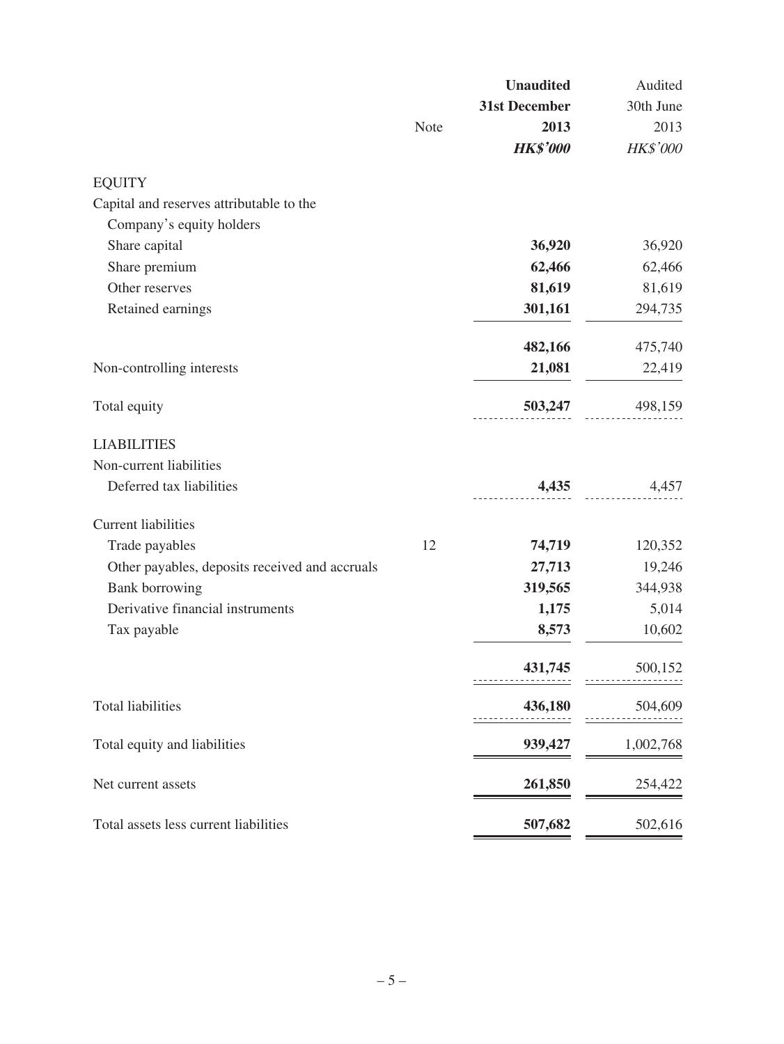| | Note | Unaudited<br>31st December<br>2013<br>HK$'000 | Audited<br>30th June<br>2013<br>HK$'000 |
|---|---|---|---|
| EQUITY | | | |
| Capital and reserves attributable to the Company's equity holders | | | |
| Share capital | | **36,920** | 36,920 |
| Share premium | | **62,466** | 62,466 |
| Other reserves | | **81,619** | 81,619 |
| Retained earnings | | **301,161** | 294,735 |
| | | **482,166** | 475,740 |
| Non-controlling interests | | **21,081** | 22,419 |
| Total equity | | **503,247** | 498,159 |
| LIABILITIES | | | |
| Non-current liabilities | | | |
| Deferred tax liabilities | | **4,435** | 4,457 |
| Current liabilities | | | |
| Trade payables | 12 | **74,719** | 120,352 |
| Other payables, deposits received and accruals | | **27,713** | 19,246 |
| Bank borrowing | | **319,565** | 344,938 |
| Derivative financial instruments | | **1,175** | 5,014 |
| Tax payable | | **8,573** | 10,602 |
| | | **431,745** | 500,152 |
| Total liabilities | | **436,180** | 504,609 |
| Total equity and liabilities | | **939,427** | 1,002,768 |
| Net current assets | | **261,850** | 254,422 |
| Total assets less current liabilities | | **507,682** | 502,616 |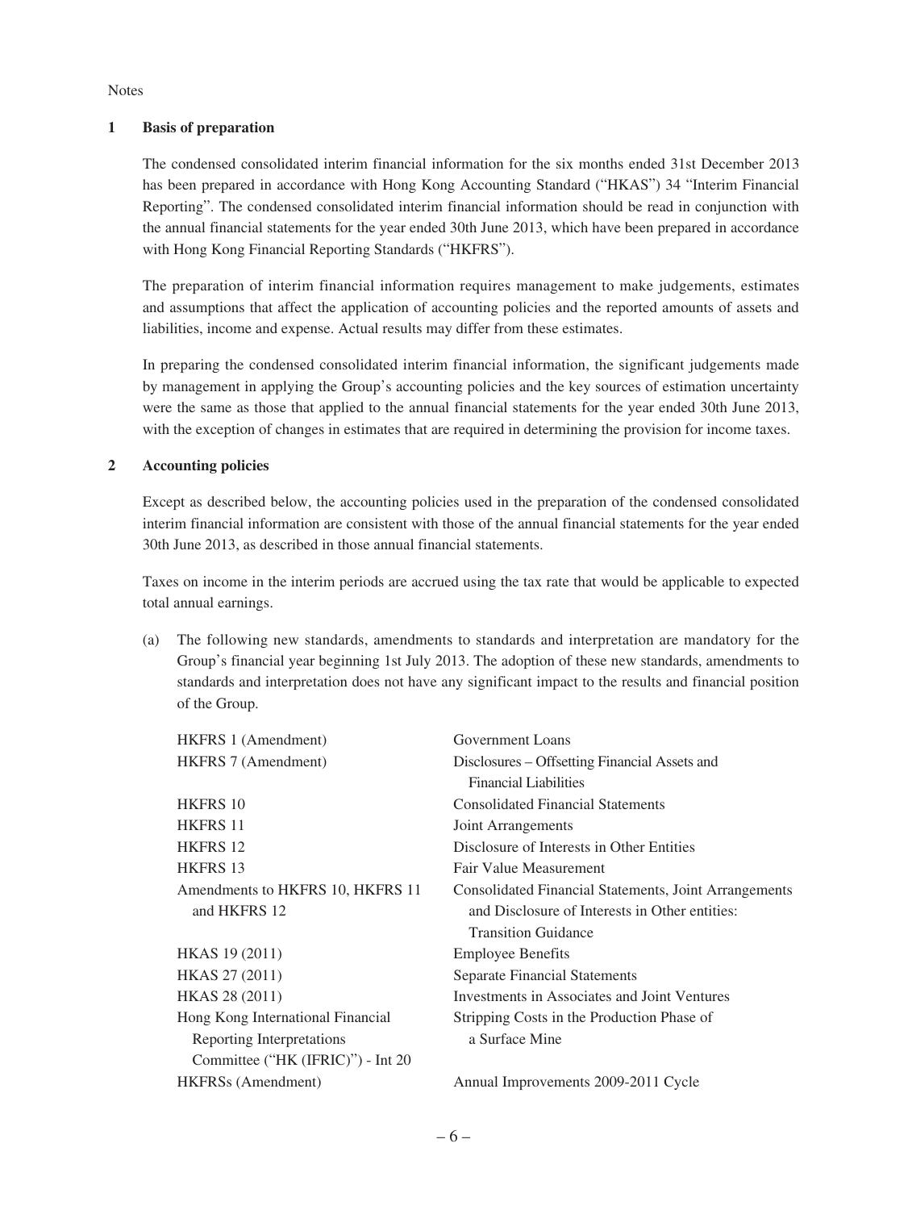Notes

## 1 Basis of preparation

The condensed consolidated interim financial information for the six months ended 31st December 2013 has been prepared in accordance with Hong Kong Accounting Standard ("HKAS") 34 "Interim Financial Reporting". The condensed consolidated interim financial information should be read in conjunction with the annual financial statements for the year ended 30th June 2013, which have been prepared in accordance with Hong Kong Financial Reporting Standards ("HKFRS").

The preparation of interim financial information requires management to make judgements, estimates and assumptions that affect the application of accounting policies and the reported amounts of assets and liabilities, income and expense. Actual results may differ from these estimates.

In preparing the condensed consolidated interim financial information, the significant judgements made by management in applying the Group's accounting policies and the key sources of estimation uncertainty were the same as those that applied to the annual financial statements for the year ended 30th June 2013, with the exception of changes in estimates that are required in determining the provision for income taxes.

## 2 Accounting policies

Except as described below, the accounting policies used in the preparation of the condensed consolidated interim financial information are consistent with those of the annual financial statements for the year ended 30th June 2013, as described in those annual financial statements.

Taxes on income in the interim periods are accrued using the tax rate that would be applicable to expected total annual earnings.

(a) The following new standards, amendments to standards and interpretation are mandatory for the Group's financial year beginning 1st July 2013. The adoption of these new standards, amendments to standards and interpretation does not have any significant impact to the results and financial position of the Group.

| | |
|---|---|
| HKFRS 1 (Amendment) | Government Loans |
| HKFRS 7 (Amendment) | Disclosures – Offsetting Financial Assets and Financial Liabilities |
| HKFRS 10 | Consolidated Financial Statements |
| HKFRS 11 | Joint Arrangements |
| HKFRS 12 | Disclosure of Interests in Other Entities |
| HKFRS 13 | Fair Value Measurement |
| Amendments to HKFRS 10, HKFRS 11 and HKFRS 12 | Consolidated Financial Statements, Joint Arrangements and Disclosure of Interests in Other entities: Transition Guidance |
| HKAS 19 (2011) | Employee Benefits |
| HKAS 27 (2011) | Separate Financial Statements |
| HKAS 28 (2011) | Investments in Associates and Joint Ventures |
| Hong Kong International Financial Reporting Interpretations Committee ("HK (IFRIC)") - Int 20 | Stripping Costs in the Production Phase of a Surface Mine |
| HKFRSs (Amendment) | Annual Improvements 2009-2011 Cycle |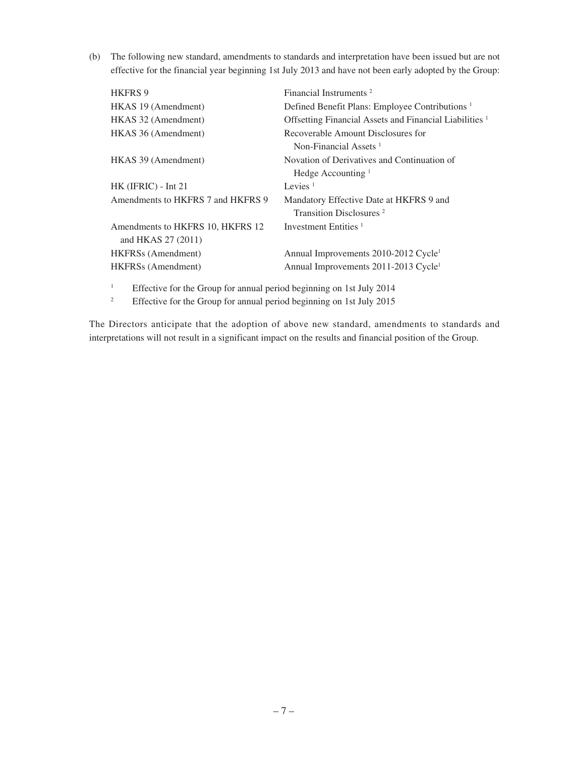(b) The following new standard, amendments to standards and interpretation have been issued but are not effective for the financial year beginning 1st July 2013 and have not been early adopted by the Group:

| | |
|---|---|
| HKFRS 9 | Financial Instruments [2] |
| HKAS 19 (Amendment) | Defined Benefit Plans: Employee Contributions [1] |
| HKAS 32 (Amendment) | Offsetting Financial Assets and Financial Liabilities [1] |
| HKAS 36 (Amendment) | Recoverable Amount Disclosures for Non-Financial Assets [1] |
| HKAS 39 (Amendment) | Novation of Derivatives and Continuation of Hedge Accounting [1] |
| HK (IFRIC) - Int 21 | Levies [1] |
| Amendments to HKFRS 7 and HKFRS 9 | Mandatory Effective Date at HKFRS 9 and Transition Disclosures [2] |
| Amendments to HKFRS 10, HKFRS 12 and HKAS 27 (2011) | Investment Entities [1] |
| HKFRSs (Amendment) | Annual Improvements 2010-2012 Cycle[1] |
| HKFRSs (Amendment) | Annual Improvements 2011-2013 Cycle[1] |

[1] Effective for the Group for annual period beginning on 1st July 2014

[2] Effective for the Group for annual period beginning on 1st July 2015

The Directors anticipate that the adoption of above new standard, amendments to standards and interpretations will not result in a significant impact on the results and financial position of the Group.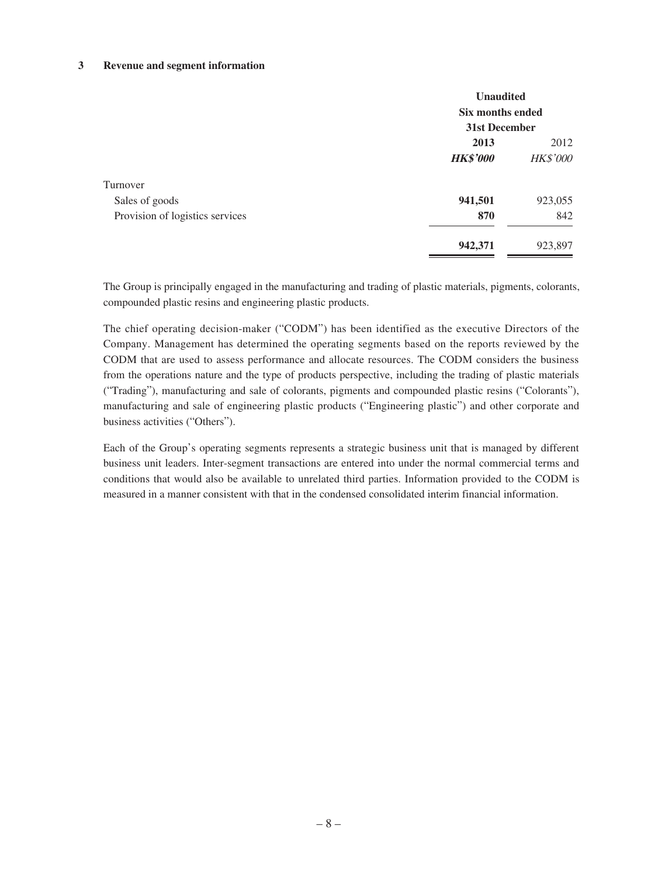## 3 Revenue and segment information

| | Unaudited Six months ended 31st December | |
|---|---|---|
| | **2013** | 2012 |
| | ***HK$'000*** | *HK$'000* |
| Turnover | | |
| Sales of goods | **941,501** | 923,055 |
| Provision of logistics services | **870** | 842 |
| | **942,371** | 923,897 |

The Group is principally engaged in the manufacturing and trading of plastic materials, pigments, colorants, compounded plastic resins and engineering plastic products.

The chief operating decision-maker ("CODM") has been identified as the executive Directors of the Company. Management has determined the operating segments based on the reports reviewed by the CODM that are used to assess performance and allocate resources. The CODM considers the business from the operations nature and the type of products perspective, including the trading of plastic materials ("Trading"), manufacturing and sale of colorants, pigments and compounded plastic resins ("Colorants"), manufacturing and sale of engineering plastic products ("Engineering plastic") and other corporate and business activities ("Others").

Each of the Group's operating segments represents a strategic business unit that is managed by different business unit leaders. Inter-segment transactions are entered into under the normal commercial terms and conditions that would also be available to unrelated third parties. Information provided to the CODM is measured in a manner consistent with that in the condensed consolidated interim financial information.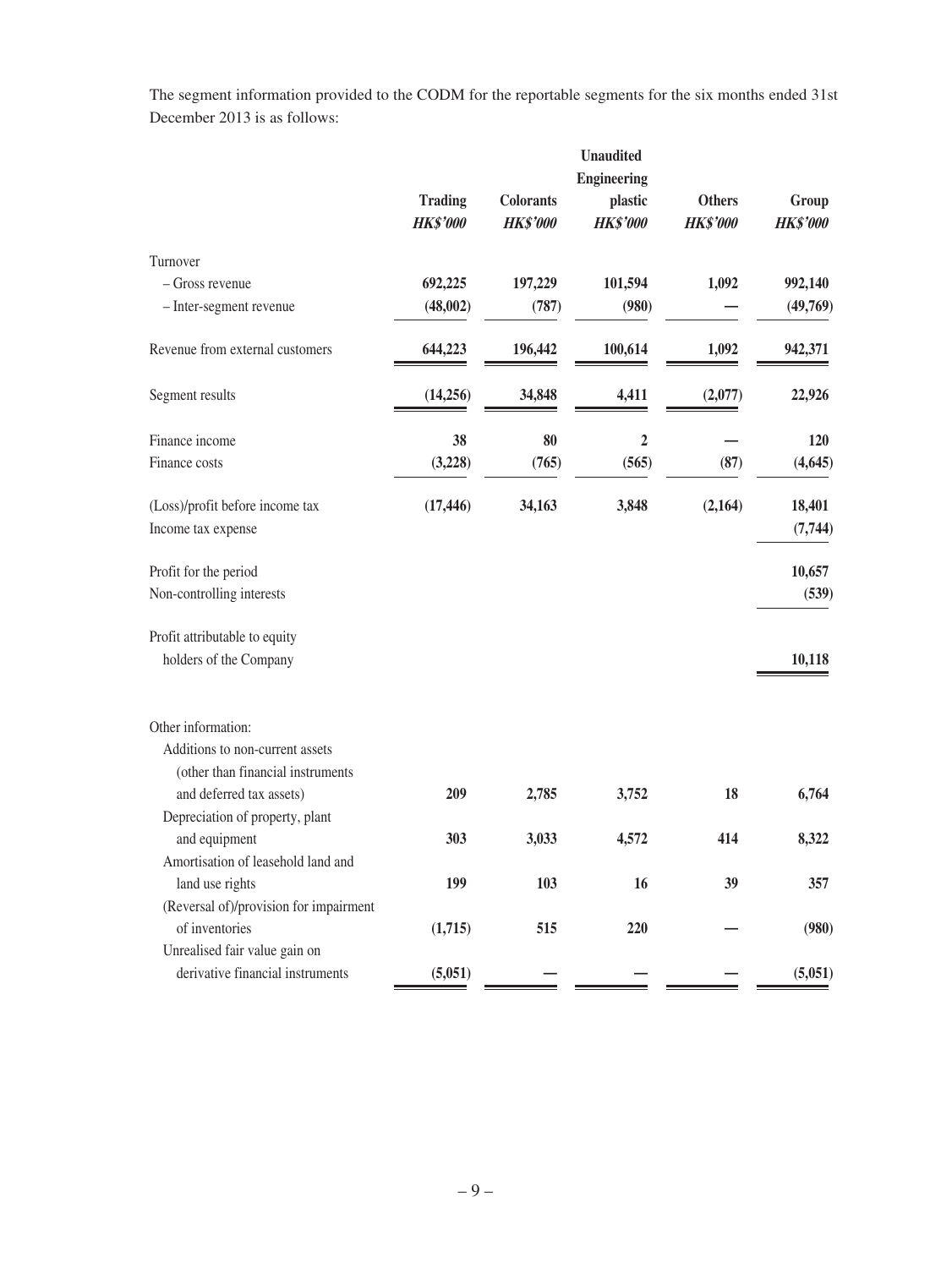The segment information provided to the CODM for the reportable segments for the six months ended 31st December 2013 is as follows:

| | Unaudited | | | | |
|---|---|---|---|---|---|
| | **Trading** | **Colorants** | **Engineering plastic** | **Others** | **Group** |
| | ***HK$'000*** | ***HK$'000*** | ***HK$'000*** | ***HK$'000*** | ***HK$'000*** |
| Turnover | | | | | |
| – Gross revenue | **692,225** | **197,229** | **101,594** | **1,092** | **992,140** |
| – Inter-segment revenue | **(48,002)** | **(787)** | **(980)** | **—** | **(49,769)** |
| Revenue from external customers | **644,223** | **196,442** | **100,614** | **1,092** | **942,371** |
| Segment results | **(14,256)** | **34,848** | **4,411** | **(2,077)** | **22,926** |
| Finance income | **38** | **80** | **2** | **—** | **120** |
| Finance costs | **(3,228)** | **(765)** | **(565)** | **(87)** | **(4,645)** |
| (Loss)/profit before income tax | **(17,446)** | **34,163** | **3,848** | **(2,164)** | **18,401** |
| Income tax expense | | | | | **(7,744)** |
| Profit for the period | | | | | **10,657** |
| Non-controlling interests | | | | | **(539)** |
| Profit attributable to equity holders of the Company | | | | | **10,118** |
| Other information: | | | | | |
| Additions to non-current assets (other than financial instruments and deferred tax assets) | **209** | **2,785** | **3,752** | **18** | **6,764** |
| Depreciation of property, plant and equipment | **303** | **3,033** | **4,572** | **414** | **8,322** |
| Amortisation of leasehold land and land use rights | **199** | **103** | **16** | **39** | **357** |
| (Reversal of)/provision for impairment of inventories | **(1,715)** | **515** | **220** | **—** | **(980)** |
| Unrealised fair value gain on derivative financial instruments | **(5,051)** | **—** | **—** | **—** | **(5,051)** |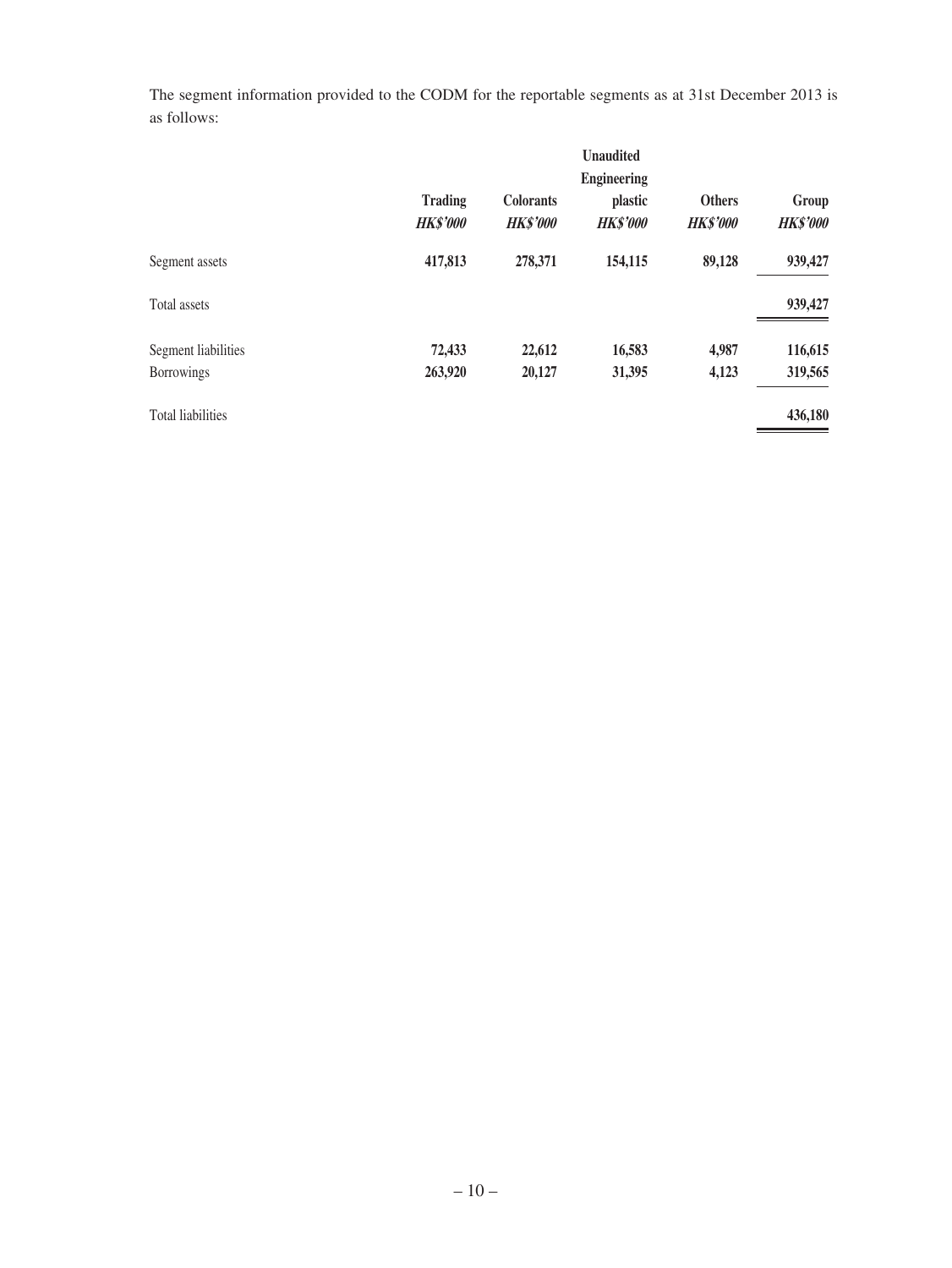The segment information provided to the CODM for the reportable segments as at 31st December 2013 is as follows:

| | | | Unaudited | | |
|---|---|---|---|---|---|
| | **Trading** | **Colorants** | **Engineering plastic** | **Others** | **Group** |
| | ***HK$'000*** | ***HK$'000*** | ***HK$'000*** | ***HK$'000*** | ***HK$'000*** |
| Segment assets | **417,813** | **278,371** | **154,115** | **89,128** | **939,427** |
| Total assets | | | | | **939,427** |
| Segment liabilities | **72,433** | **22,612** | **16,583** | **4,987** | **116,615** |
| Borrowings | **263,920** | **20,127** | **31,395** | **4,123** | **319,565** |
| Total liabilities | | | | | **436,180** |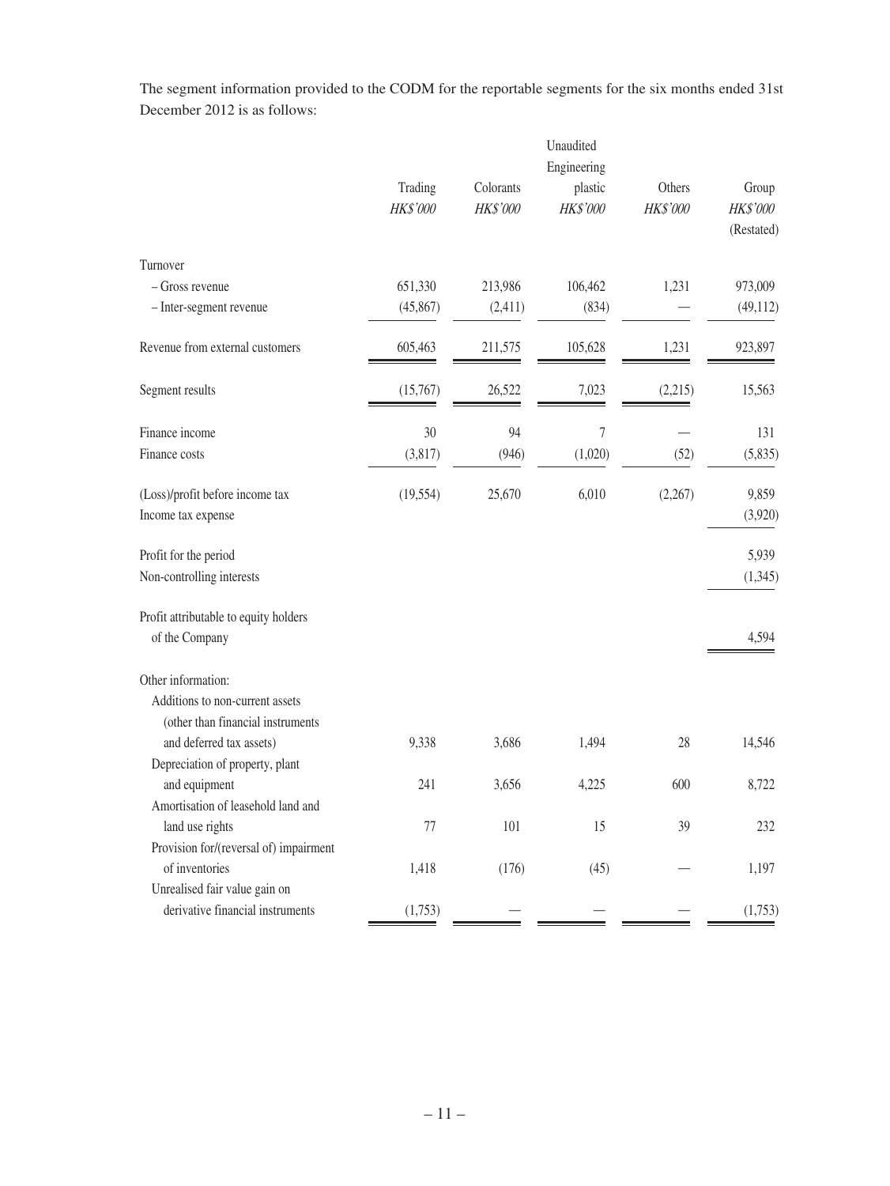The segment information provided to the CODM for the reportable segments for the six months ended 31st December 2012 is as follows:

| | Unaudited | | | | |
|---|---|---|---|---|---|
| | Trading | Colorants | Engineering plastic | Others | Group |
| | *HK$'000* | *HK$'000* | *HK$'000* | *HK$'000* | *HK$'000* (Restated) |
| Turnover | | | | | |
| – Gross revenue | 651,330 | 213,986 | 106,462 | 1,231 | 973,009 |
| – Inter-segment revenue | (45,867) | (2,411) | (834) | — | (49,112) |
| Revenue from external customers | 605,463 | 211,575 | 105,628 | 1,231 | 923,897 |
| Segment results | (15,767) | 26,522 | 7,023 | (2,215) | 15,563 |
| Finance income | 30 | 94 | 7 | — | 131 |
| Finance costs | (3,817) | (946) | (1,020) | (52) | (5,835) |
| (Loss)/profit before income tax | (19,554) | 25,670 | 6,010 | (2,267) | 9,859 |
| Income tax expense | | | | | (3,920) |
| Profit for the period | | | | | 5,939 |
| Non-controlling interests | | | | | (1,345) |
| Profit attributable to equity holders of the Company | | | | | 4,594 |
| Other information: | | | | | |
| Additions to non-current assets (other than financial instruments and deferred tax assets) | 9,338 | 3,686 | 1,494 | 28 | 14,546 |
| Depreciation of property, plant and equipment | 241 | 3,656 | 4,225 | 600 | 8,722 |
| Amortisation of leasehold land and land use rights | 77 | 101 | 15 | 39 | 232 |
| Provision for/(reversal of) impairment of inventories | 1,418 | (176) | (45) | — | 1,197 |
| Unrealised fair value gain on derivative financial instruments | (1,753) | — | — | — | (1,753) |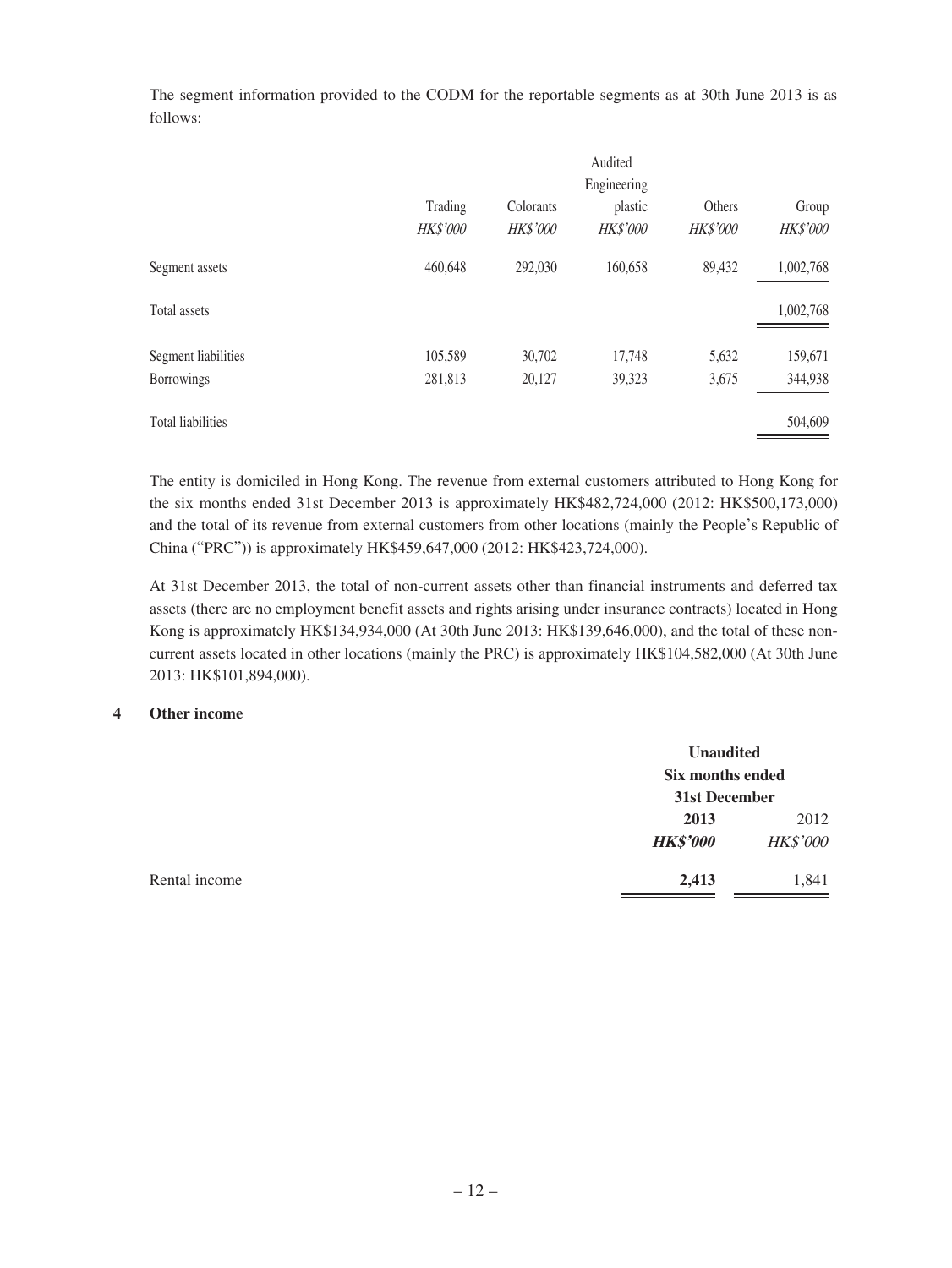The segment information provided to the CODM for the reportable segments as at 30th June 2013 is as follows:

| | | | Audited | | |
|---|---|---|---|---|---|
| | Trading | Colorants | Engineering plastic | Others | Group |
| | *HK$'000* | *HK$'000* | *HK$'000* | *HK$'000* | *HK$'000* |
| Segment assets | 460,648 | 292,030 | 160,658 | 89,432 | 1,002,768 |
| Total assets | | | | | 1,002,768 |
| Segment liabilities | 105,589 | 30,702 | 17,748 | 5,632 | 159,671 |
| Borrowings | 281,813 | 20,127 | 39,323 | 3,675 | 344,938 |
| Total liabilities | | | | | 504,609 |

The entity is domiciled in Hong Kong. The revenue from external customers attributed to Hong Kong for the six months ended 31st December 2013 is approximately HK$482,724,000 (2012: HK$500,173,000) and the total of its revenue from external customers from other locations (mainly the People's Republic of China ("PRC")) is approximately HK$459,647,000 (2012: HK$423,724,000).

At 31st December 2013, the total of non-current assets other than financial instruments and deferred tax assets (there are no employment benefit assets and rights arising under insurance contracts) located in Hong Kong is approximately HK$134,934,000 (At 30th June 2013: HK$139,646,000), and the total of these non-current assets located in other locations (mainly the PRC) is approximately HK$104,582,000 (At 30th June 2013: HK$101,894,000).

## 4 Other income

| | Unaudited Six months ended 31st December | |
|---|---|---|
| | **2013** | 2012 |
| | ***HK$'000*** | *HK$'000* |
| Rental income | **2,413** | 1,841 |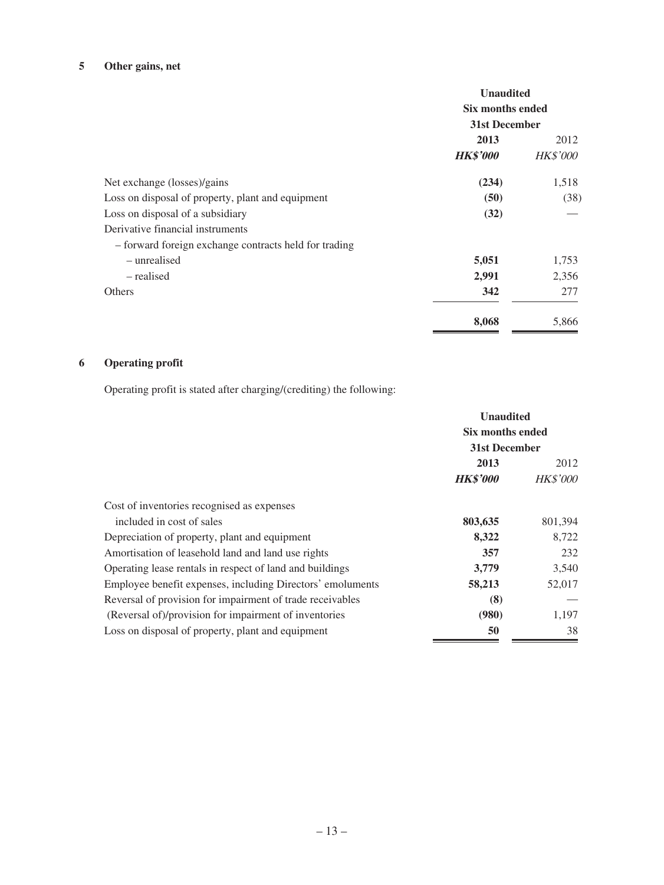## 5 Other gains, net

| | Unaudited Six months ended 31st December | |
|---|---|---|
| | **2013** | 2012 |
| | ***HK$'000*** | *HK$'000* |
| Net exchange (losses)/gains | **(234)** | 1,518 |
| Loss on disposal of property, plant and equipment | **(50)** | (38) |
| Loss on disposal of a subsidiary | **(32)** | — |
| Derivative financial instruments | | |
| – forward foreign exchange contracts held for trading | | |
| – unrealised | **5,051** | 1,753 |
| – realised | **2,991** | 2,356 |
| Others | **342** | 277 |
| | **8,068** | 5,866 |

## 6 Operating profit

Operating profit is stated after charging/(crediting) the following:

| | Unaudited Six months ended 31st December | |
|---|---|---|
| | **2013** | 2012 |
| | ***HK$'000*** | *HK$'000* |
| Cost of inventories recognised as expenses included in cost of sales | **803,635** | 801,394 |
| Depreciation of property, plant and equipment | **8,322** | 8,722 |
| Amortisation of leasehold land and land use rights | **357** | 232 |
| Operating lease rentals in respect of land and buildings | **3,779** | 3,540 |
| Employee benefit expenses, including Directors' emoluments | **58,213** | 52,017 |
| Reversal of provision for impairment of trade receivables | **(8)** | — |
| (Reversal of)/provision for impairment of inventories | **(980)** | 1,197 |
| Loss on disposal of property, plant and equipment | **50** | 38 |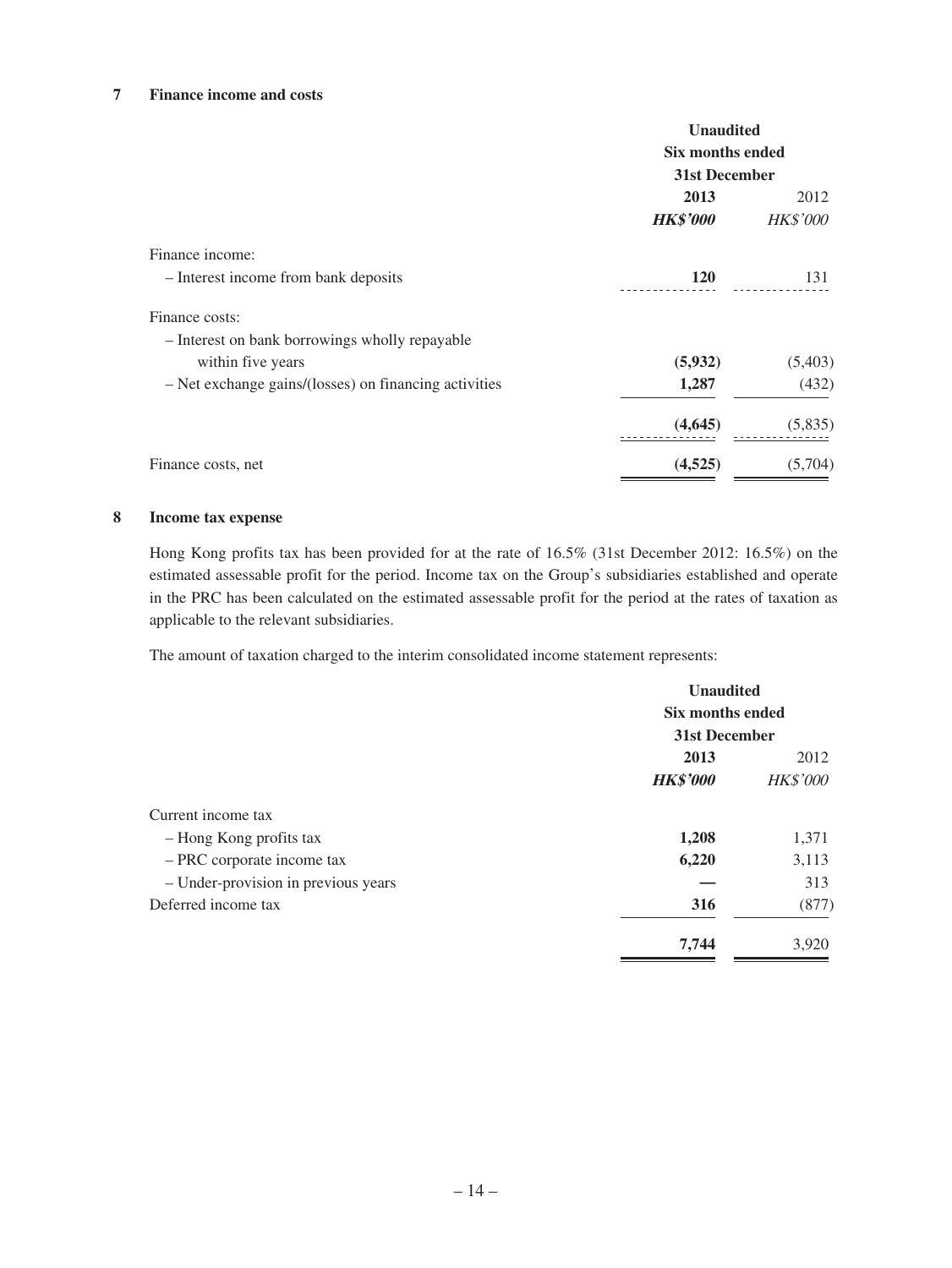## 7 Finance income and costs

| | Unaudited Six months ended 31st December | |
|---|---|---|
| | **2013** | 2012 |
| | ***HK$'000*** | *HK$'000* |
| Finance income: | | |
| – Interest income from bank deposits | **120** | 131 |
| Finance costs: | | |
| – Interest on bank borrowings wholly repayable within five years | **(5,932)** | (5,403) |
| – Net exchange gains/(losses) on financing activities | **1,287** | (432) |
| | **(4,645)** | (5,835) |
| Finance costs, net | **(4,525)** | (5,704) |

## 8 Income tax expense

Hong Kong profits tax has been provided for at the rate of 16.5% (31st December 2012: 16.5%) on the estimated assessable profit for the period. Income tax on the Group's subsidiaries established and operate in the PRC has been calculated on the estimated assessable profit for the period at the rates of taxation as applicable to the relevant subsidiaries.

The amount of taxation charged to the interim consolidated income statement represents:

| | Unaudited Six months ended 31st December | |
|---|---|---|
| | **2013** | 2012 |
| | ***HK$'000*** | *HK$'000* |
| Current income tax | | |
| – Hong Kong profits tax | **1,208** | 1,371 |
| – PRC corporate income tax | **6,220** | 3,113 |
| – Under-provision in previous years | **—** | 313 |
| Deferred income tax | **316** | (877) |
| | **7,744** | 3,920 |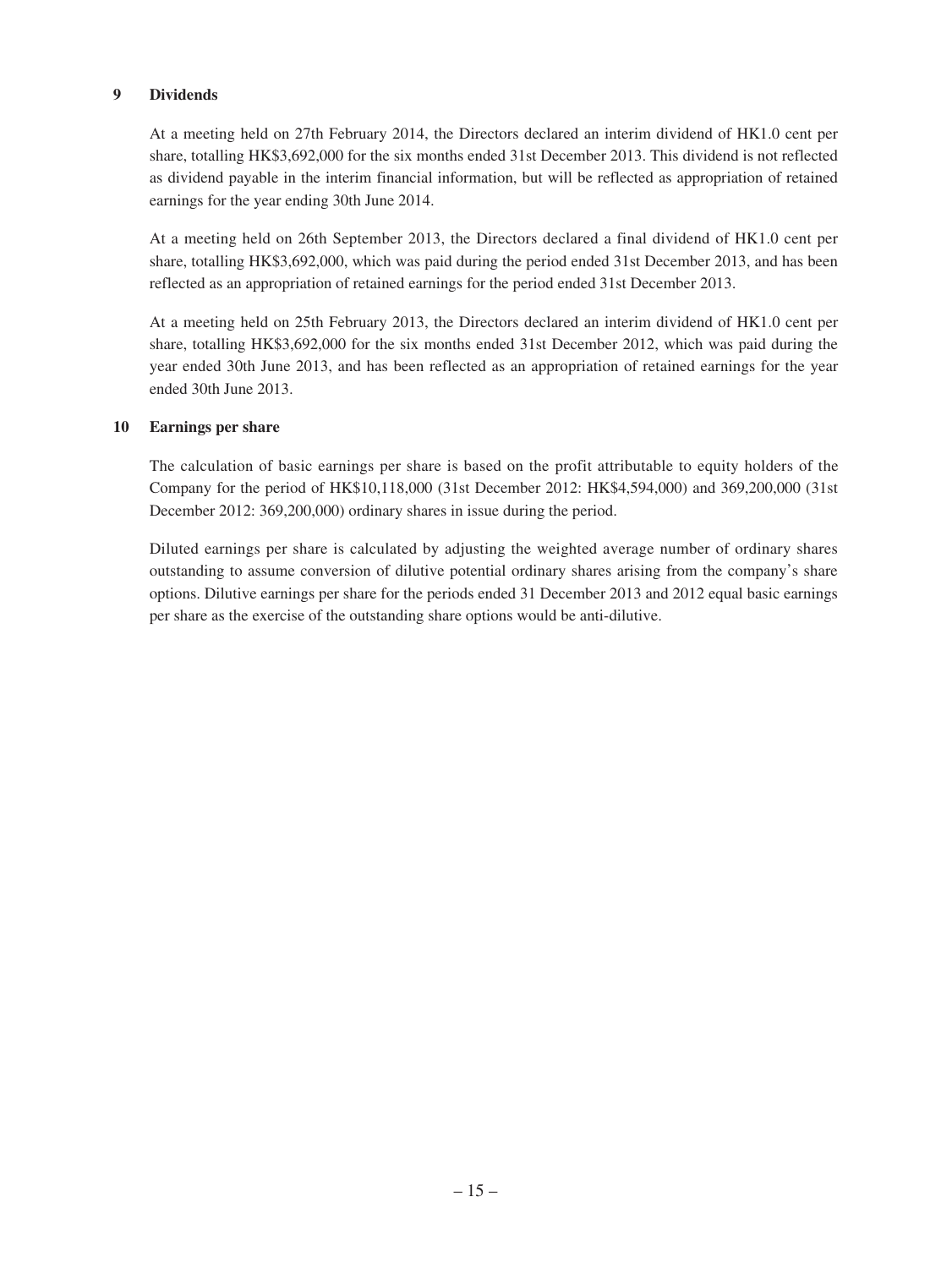## 9 Dividends

At a meeting held on 27th February 2014, the Directors declared an interim dividend of HK1.0 cent per share, totalling HK$3,692,000 for the six months ended 31st December 2013. This dividend is not reflected as dividend payable in the interim financial information, but will be reflected as appropriation of retained earnings for the year ending 30th June 2014.

At a meeting held on 26th September 2013, the Directors declared a final dividend of HK1.0 cent per share, totalling HK$3,692,000, which was paid during the period ended 31st December 2013, and has been reflected as an appropriation of retained earnings for the period ended 31st December 2013.

At a meeting held on 25th February 2013, the Directors declared an interim dividend of HK1.0 cent per share, totalling HK$3,692,000 for the six months ended 31st December 2012, which was paid during the year ended 30th June 2013, and has been reflected as an appropriation of retained earnings for the year ended 30th June 2013.

## 10 Earnings per share

The calculation of basic earnings per share is based on the profit attributable to equity holders of the Company for the period of HK$10,118,000 (31st December 2012: HK$4,594,000) and 369,200,000 (31st December 2012: 369,200,000) ordinary shares in issue during the period.

Diluted earnings per share is calculated by adjusting the weighted average number of ordinary shares outstanding to assume conversion of dilutive potential ordinary shares arising from the company's share options. Dilutive earnings per share for the periods ended 31 December 2013 and 2012 equal basic earnings per share as the exercise of the outstanding share options would be anti-dilutive.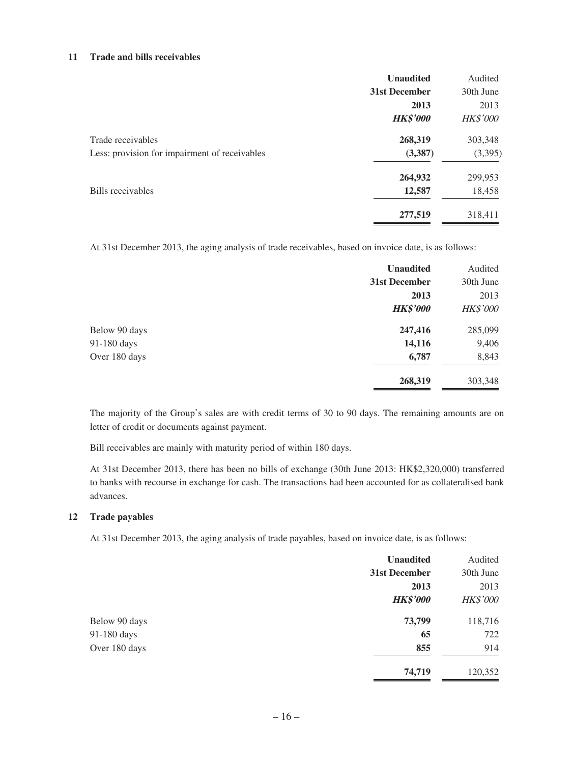## 11 Trade and bills receivables

| | **Unaudited 31st December 2013** ***HK$'000*** | Audited 30th June 2013 *HK$'000* |
|---|---|---|
| Trade receivables | **268,319** | 303,348 |
| Less: provision for impairment of receivables | **(3,387)** | (3,395) |
| | **264,932** | 299,953 |
| Bills receivables | **12,587** | 18,458 |
| | **277,519** | 318,411 |

At 31st December 2013, the aging analysis of trade receivables, based on invoice date, is as follows:

| | **Unaudited 31st December 2013** ***HK$'000*** | Audited 30th June 2013 *HK$'000* |
|---|---|---|
| Below 90 days | **247,416** | 285,099 |
| 91-180 days | **14,116** | 9,406 |
| Over 180 days | **6,787** | 8,843 |
| | **268,319** | 303,348 |

The majority of the Group's sales are with credit terms of 30 to 90 days. The remaining amounts are on letter of credit or documents against payment.

Bill receivables are mainly with maturity period of within 180 days.

At 31st December 2013, there has been no bills of exchange (30th June 2013: HK$2,320,000) transferred to banks with recourse in exchange for cash. The transactions had been accounted for as collateralised bank advances.

## 12 Trade payables

At 31st December 2013, the aging analysis of trade payables, based on invoice date, is as follows:

| | **Unaudited 31st December 2013** ***HK$'000*** | Audited 30th June 2013 *HK$'000* |
|---|---|---|
| Below 90 days | **73,799** | 118,716 |
| 91-180 days | **65** | 722 |
| Over 180 days | **855** | 914 |
| | **74,719** | 120,352 |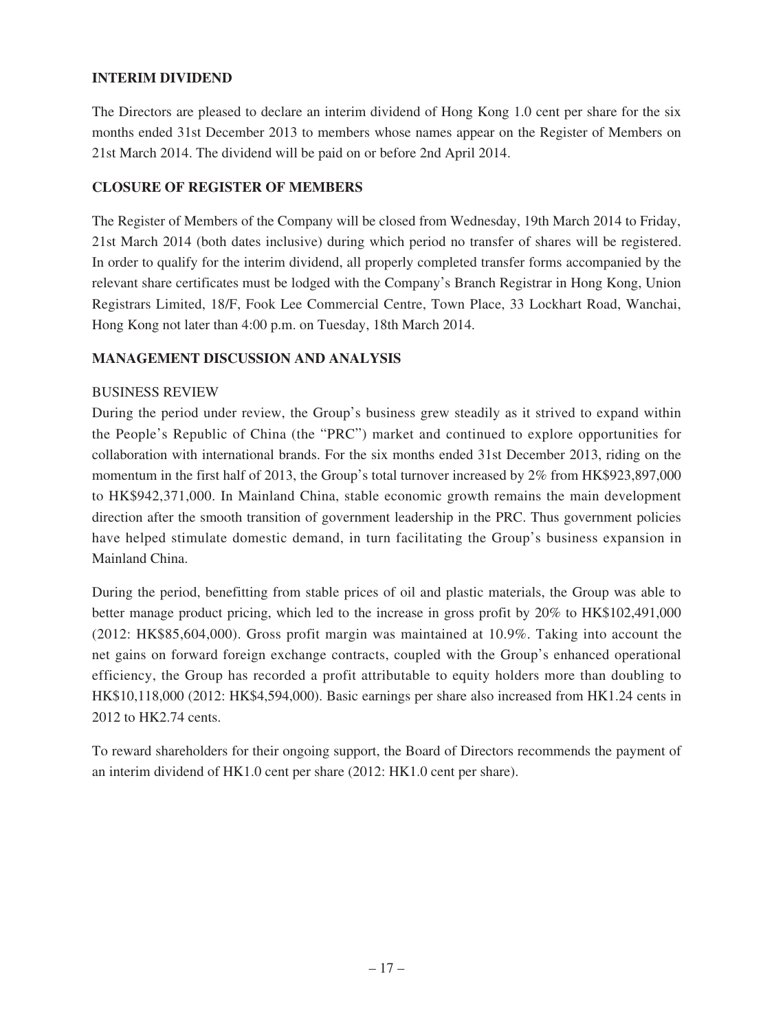**INTERIM DIVIDEND**

The Directors are pleased to declare an interim dividend of Hong Kong 1.0 cent per share for the six months ended 31st December 2013 to members whose names appear on the Register of Members on 21st March 2014. The dividend will be paid on or before 2nd April 2014.

**CLOSURE OF REGISTER OF MEMBERS**

The Register of Members of the Company will be closed from Wednesday, 19th March 2014 to Friday, 21st March 2014 (both dates inclusive) during which period no transfer of shares will be registered. In order to qualify for the interim dividend, all properly completed transfer forms accompanied by the relevant share certificates must be lodged with the Company's Branch Registrar in Hong Kong, Union Registrars Limited, 18/F, Fook Lee Commercial Centre, Town Place, 33 Lockhart Road, Wanchai, Hong Kong not later than 4:00 p.m. on Tuesday, 18th March 2014.

**MANAGEMENT DISCUSSION AND ANALYSIS**

BUSINESS REVIEW

During the period under review, the Group's business grew steadily as it strived to expand within the People's Republic of China (the "PRC") market and continued to explore opportunities for collaboration with international brands. For the six months ended 31st December 2013, riding on the momentum in the first half of 2013, the Group's total turnover increased by 2% from HK$923,897,000 to HK$942,371,000. In Mainland China, stable economic growth remains the main development direction after the smooth transition of government leadership in the PRC. Thus government policies have helped stimulate domestic demand, in turn facilitating the Group's business expansion in Mainland China.

During the period, benefitting from stable prices of oil and plastic materials, the Group was able to better manage product pricing, which led to the increase in gross profit by 20% to HK$102,491,000 (2012: HK$85,604,000). Gross profit margin was maintained at 10.9%. Taking into account the net gains on forward foreign exchange contracts, coupled with the Group's enhanced operational efficiency, the Group has recorded a profit attributable to equity holders more than doubling to HK$10,118,000 (2012: HK$4,594,000). Basic earnings per share also increased from HK1.24 cents in 2012 to HK2.74 cents.

To reward shareholders for their ongoing support, the Board of Directors recommends the payment of an interim dividend of HK1.0 cent per share (2012: HK1.0 cent per share).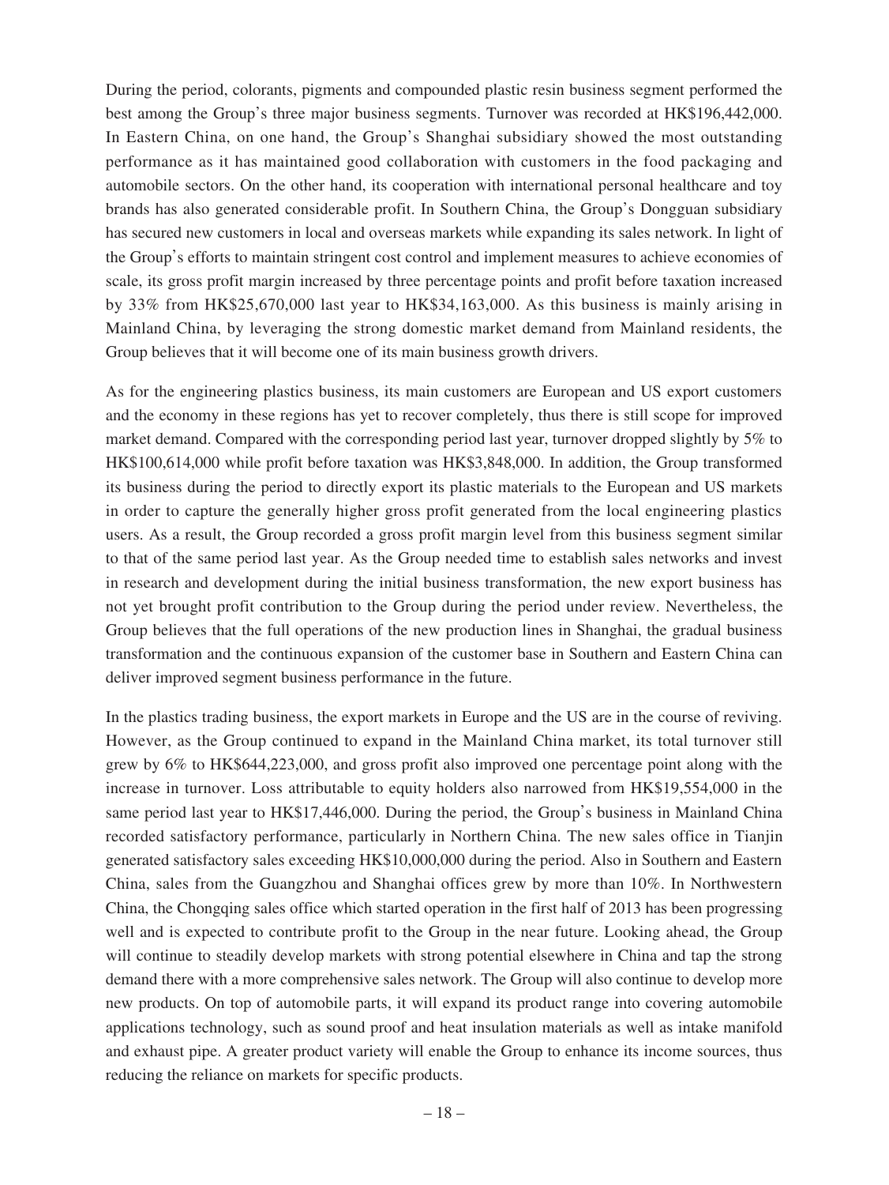During the period, colorants, pigments and compounded plastic resin business segment performed the best among the Group's three major business segments. Turnover was recorded at HK$196,442,000. In Eastern China, on one hand, the Group's Shanghai subsidiary showed the most outstanding performance as it has maintained good collaboration with customers in the food packaging and automobile sectors. On the other hand, its cooperation with international personal healthcare and toy brands has also generated considerable profit. In Southern China, the Group's Dongguan subsidiary has secured new customers in local and overseas markets while expanding its sales network. In light of the Group's efforts to maintain stringent cost control and implement measures to achieve economies of scale, its gross profit margin increased by three percentage points and profit before taxation increased by 33% from HK$25,670,000 last year to HK$34,163,000. As this business is mainly arising in Mainland China, by leveraging the strong domestic market demand from Mainland residents, the Group believes that it will become one of its main business growth drivers.

As for the engineering plastics business, its main customers are European and US export customers and the economy in these regions has yet to recover completely, thus there is still scope for improved market demand. Compared with the corresponding period last year, turnover dropped slightly by 5% to HK$100,614,000 while profit before taxation was HK$3,848,000. In addition, the Group transformed its business during the period to directly export its plastic materials to the European and US markets in order to capture the generally higher gross profit generated from the local engineering plastics users. As a result, the Group recorded a gross profit margin level from this business segment similar to that of the same period last year. As the Group needed time to establish sales networks and invest in research and development during the initial business transformation, the new export business has not yet brought profit contribution to the Group during the period under review. Nevertheless, the Group believes that the full operations of the new production lines in Shanghai, the gradual business transformation and the continuous expansion of the customer base in Southern and Eastern China can deliver improved segment business performance in the future.

In the plastics trading business, the export markets in Europe and the US are in the course of reviving. However, as the Group continued to expand in the Mainland China market, its total turnover still grew by 6% to HK$644,223,000, and gross profit also improved one percentage point along with the increase in turnover. Loss attributable to equity holders also narrowed from HK$19,554,000 in the same period last year to HK$17,446,000. During the period, the Group's business in Mainland China recorded satisfactory performance, particularly in Northern China. The new sales office in Tianjin generated satisfactory sales exceeding HK$10,000,000 during the period. Also in Southern and Eastern China, sales from the Guangzhou and Shanghai offices grew by more than 10%. In Northwestern China, the Chongqing sales office which started operation in the first half of 2013 has been progressing well and is expected to contribute profit to the Group in the near future. Looking ahead, the Group will continue to steadily develop markets with strong potential elsewhere in China and tap the strong demand there with a more comprehensive sales network. The Group will also continue to develop more new products. On top of automobile parts, it will expand its product range into covering automobile applications technology, such as sound proof and heat insulation materials as well as intake manifold and exhaust pipe. A greater product variety will enable the Group to enhance its income sources, thus reducing the reliance on markets for specific products.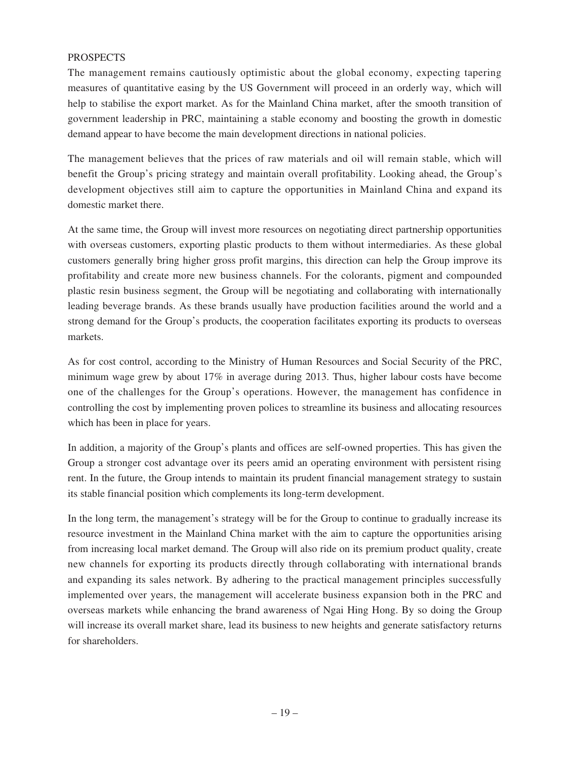## PROSPECTS

The management remains cautiously optimistic about the global economy, expecting tapering measures of quantitative easing by the US Government will proceed in an orderly way, which will help to stabilise the export market. As for the Mainland China market, after the smooth transition of government leadership in PRC, maintaining a stable economy and boosting the growth in domestic demand appear to have become the main development directions in national policies.

The management believes that the prices of raw materials and oil will remain stable, which will benefit the Group's pricing strategy and maintain overall profitability. Looking ahead, the Group's development objectives still aim to capture the opportunities in Mainland China and expand its domestic market there.

At the same time, the Group will invest more resources on negotiating direct partnership opportunities with overseas customers, exporting plastic products to them without intermediaries. As these global customers generally bring higher gross profit margins, this direction can help the Group improve its profitability and create more new business channels. For the colorants, pigment and compounded plastic resin business segment, the Group will be negotiating and collaborating with internationally leading beverage brands. As these brands usually have production facilities around the world and a strong demand for the Group's products, the cooperation facilitates exporting its products to overseas markets.

As for cost control, according to the Ministry of Human Resources and Social Security of the PRC, minimum wage grew by about 17% in average during 2013. Thus, higher labour costs have become one of the challenges for the Group's operations. However, the management has confidence in controlling the cost by implementing proven polices to streamline its business and allocating resources which has been in place for years.

In addition, a majority of the Group's plants and offices are self-owned properties. This has given the Group a stronger cost advantage over its peers amid an operating environment with persistent rising rent. In the future, the Group intends to maintain its prudent financial management strategy to sustain its stable financial position which complements its long-term development.

In the long term, the management's strategy will be for the Group to continue to gradually increase its resource investment in the Mainland China market with the aim to capture the opportunities arising from increasing local market demand. The Group will also ride on its premium product quality, create new channels for exporting its products directly through collaborating with international brands and expanding its sales network. By adhering to the practical management principles successfully implemented over years, the management will accelerate business expansion both in the PRC and overseas markets while enhancing the brand awareness of Ngai Hing Hong. By so doing the Group will increase its overall market share, lead its business to new heights and generate satisfactory returns for shareholders.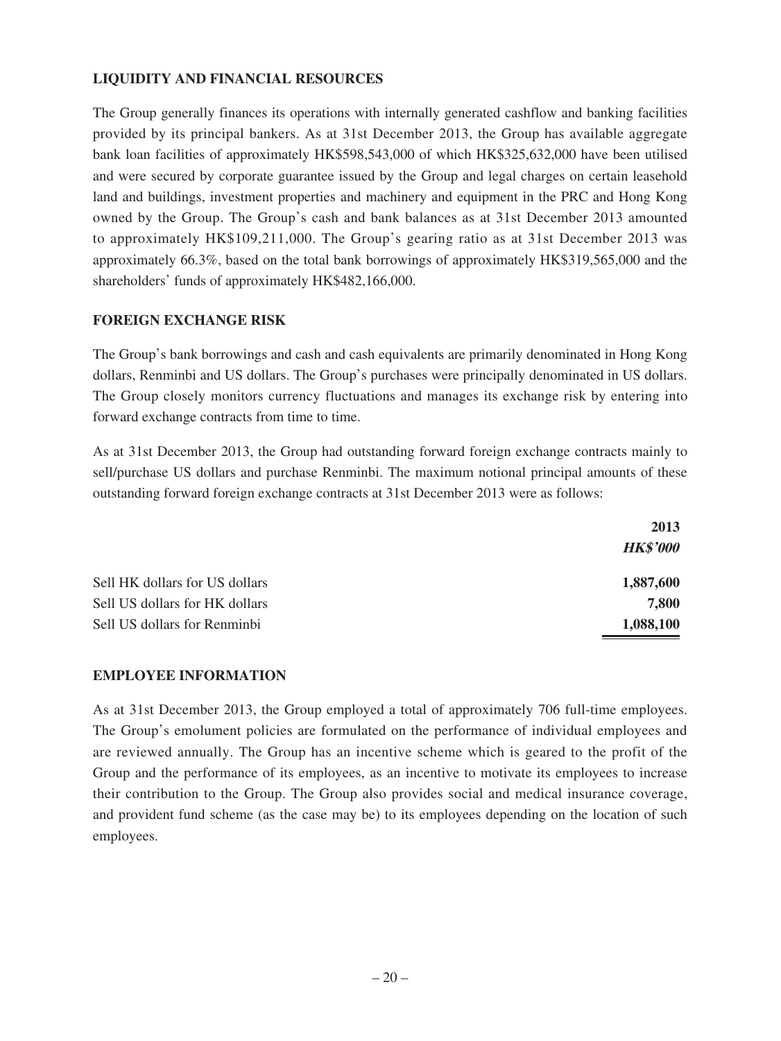## LIQUIDITY AND FINANCIAL RESOURCES

The Group generally finances its operations with internally generated cashflow and banking facilities provided by its principal bankers. As at 31st December 2013, the Group has available aggregate bank loan facilities of approximately HK$598,543,000 of which HK$325,632,000 have been utilised and were secured by corporate guarantee issued by the Group and legal charges on certain leasehold land and buildings, investment properties and machinery and equipment in the PRC and Hong Kong owned by the Group. The Group's cash and bank balances as at 31st December 2013 amounted to approximately HK$109,211,000. The Group's gearing ratio as at 31st December 2013 was approximately 66.3%, based on the total bank borrowings of approximately HK$319,565,000 and the shareholders' funds of approximately HK$482,166,000.

## FOREIGN EXCHANGE RISK

The Group's bank borrowings and cash and cash equivalents are primarily denominated in Hong Kong dollars, Renminbi and US dollars. The Group's purchases were principally denominated in US dollars. The Group closely monitors currency fluctuations and manages its exchange risk by entering into forward exchange contracts from time to time.

As at 31st December 2013, the Group had outstanding forward foreign exchange contracts mainly to sell/purchase US dollars and purchase Renminbi. The maximum notional principal amounts of these outstanding forward foreign exchange contracts at 31st December 2013 were as follows:

| | **2013** |
|---|---|
| | ***HK$'000*** |
| Sell HK dollars for US dollars | **1,887,600** |
| Sell US dollars for HK dollars | **7,800** |
| Sell US dollars for Renminbi | **1,088,100** |

## EMPLOYEE INFORMATION

As at 31st December 2013, the Group employed a total of approximately 706 full-time employees. The Group's emolument policies are formulated on the performance of individual employees and are reviewed annually. The Group has an incentive scheme which is geared to the profit of the Group and the performance of its employees, as an incentive to motivate its employees to increase their contribution to the Group. The Group also provides social and medical insurance coverage, and provident fund scheme (as the case may be) to its employees depending on the location of such employees.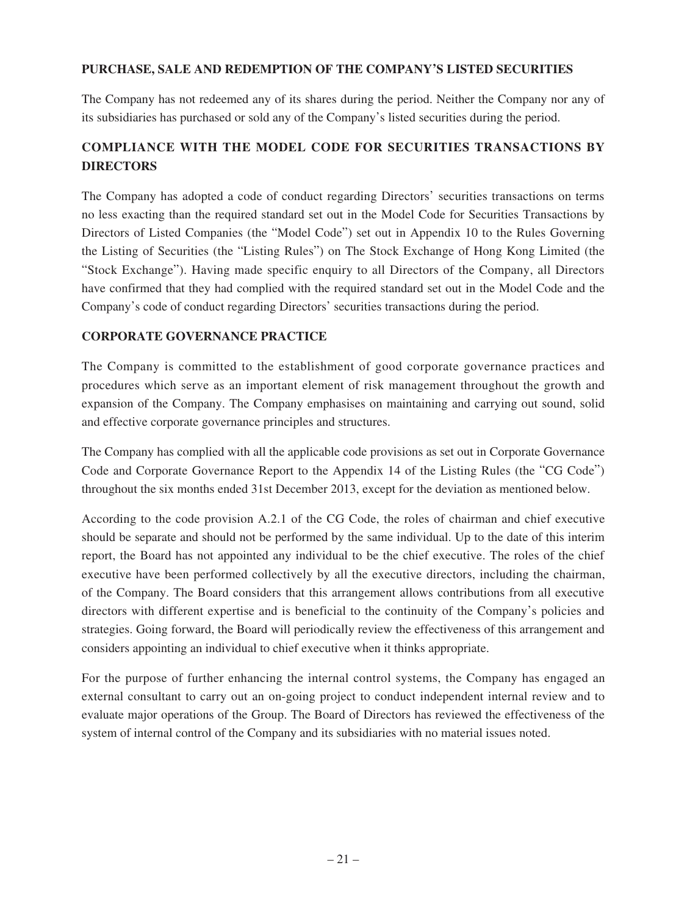## PURCHASE, SALE AND REDEMPTION OF THE COMPANY'S LISTED SECURITIES

The Company has not redeemed any of its shares during the period. Neither the Company nor any of its subsidiaries has purchased or sold any of the Company's listed securities during the period.

## COMPLIANCE WITH THE MODEL CODE FOR SECURITIES TRANSACTIONS BY DIRECTORS

The Company has adopted a code of conduct regarding Directors' securities transactions on terms no less exacting than the required standard set out in the Model Code for Securities Transactions by Directors of Listed Companies (the "Model Code") set out in Appendix 10 to the Rules Governing the Listing of Securities (the "Listing Rules") on The Stock Exchange of Hong Kong Limited (the "Stock Exchange"). Having made specific enquiry to all Directors of the Company, all Directors have confirmed that they had complied with the required standard set out in the Model Code and the Company's code of conduct regarding Directors' securities transactions during the period.

## CORPORATE GOVERNANCE PRACTICE

The Company is committed to the establishment of good corporate governance practices and procedures which serve as an important element of risk management throughout the growth and expansion of the Company. The Company emphasises on maintaining and carrying out sound, solid and effective corporate governance principles and structures.

The Company has complied with all the applicable code provisions as set out in Corporate Governance Code and Corporate Governance Report to the Appendix 14 of the Listing Rules (the "CG Code") throughout the six months ended 31st December 2013, except for the deviation as mentioned below.

According to the code provision A.2.1 of the CG Code, the roles of chairman and chief executive should be separate and should not be performed by the same individual. Up to the date of this interim report, the Board has not appointed any individual to be the chief executive. The roles of the chief executive have been performed collectively by all the executive directors, including the chairman, of the Company. The Board considers that this arrangement allows contributions from all executive directors with different expertise and is beneficial to the continuity of the Company's policies and strategies. Going forward, the Board will periodically review the effectiveness of this arrangement and considers appointing an individual to chief executive when it thinks appropriate.

For the purpose of further enhancing the internal control systems, the Company has engaged an external consultant to carry out an on-going project to conduct independent internal review and to evaluate major operations of the Group. The Board of Directors has reviewed the effectiveness of the system of internal control of the Company and its subsidiaries with no material issues noted.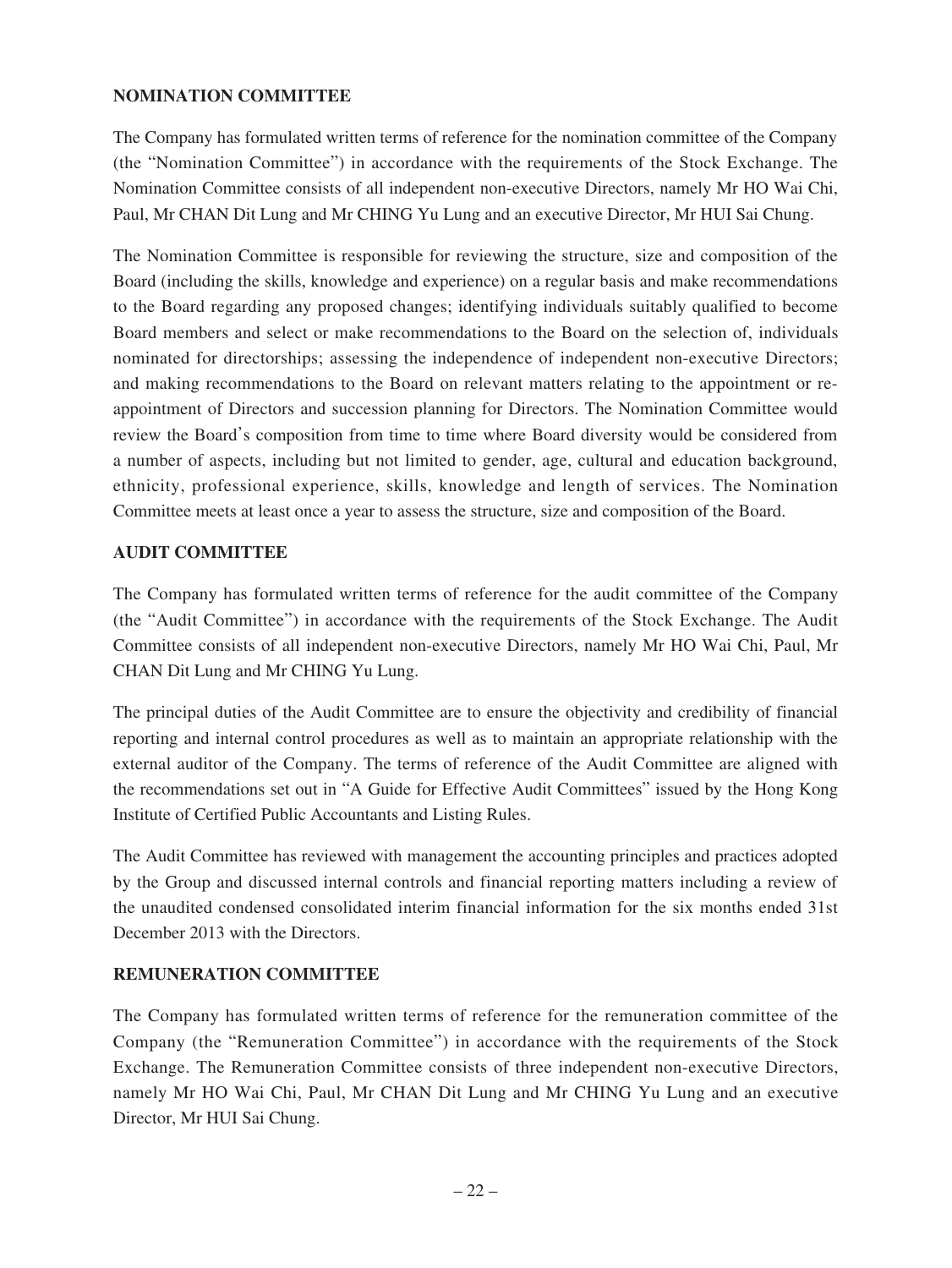## NOMINATION COMMITTEE

The Company has formulated written terms of reference for the nomination committee of the Company (the "Nomination Committee") in accordance with the requirements of the Stock Exchange. The Nomination Committee consists of all independent non-executive Directors, namely Mr HO Wai Chi, Paul, Mr CHAN Dit Lung and Mr CHING Yu Lung and an executive Director, Mr HUI Sai Chung.

The Nomination Committee is responsible for reviewing the structure, size and composition of the Board (including the skills, knowledge and experience) on a regular basis and make recommendations to the Board regarding any proposed changes; identifying individuals suitably qualified to become Board members and select or make recommendations to the Board on the selection of, individuals nominated for directorships; assessing the independence of independent non-executive Directors; and making recommendations to the Board on relevant matters relating to the appointment or re-appointment of Directors and succession planning for Directors. The Nomination Committee would review the Board's composition from time to time where Board diversity would be considered from a number of aspects, including but not limited to gender, age, cultural and education background, ethnicity, professional experience, skills, knowledge and length of services. The Nomination Committee meets at least once a year to assess the structure, size and composition of the Board.

## AUDIT COMMITTEE

The Company has formulated written terms of reference for the audit committee of the Company (the "Audit Committee") in accordance with the requirements of the Stock Exchange. The Audit Committee consists of all independent non-executive Directors, namely Mr HO Wai Chi, Paul, Mr CHAN Dit Lung and Mr CHING Yu Lung.

The principal duties of the Audit Committee are to ensure the objectivity and credibility of financial reporting and internal control procedures as well as to maintain an appropriate relationship with the external auditor of the Company. The terms of reference of the Audit Committee are aligned with the recommendations set out in "A Guide for Effective Audit Committees" issued by the Hong Kong Institute of Certified Public Accountants and Listing Rules.

The Audit Committee has reviewed with management the accounting principles and practices adopted by the Group and discussed internal controls and financial reporting matters including a review of the unaudited condensed consolidated interim financial information for the six months ended 31st December 2013 with the Directors.

## REMUNERATION COMMITTEE

The Company has formulated written terms of reference for the remuneration committee of the Company (the "Remuneration Committee") in accordance with the requirements of the Stock Exchange. The Remuneration Committee consists of three independent non-executive Directors, namely Mr HO Wai Chi, Paul, Mr CHAN Dit Lung and Mr CHING Yu Lung and an executive Director, Mr HUI Sai Chung.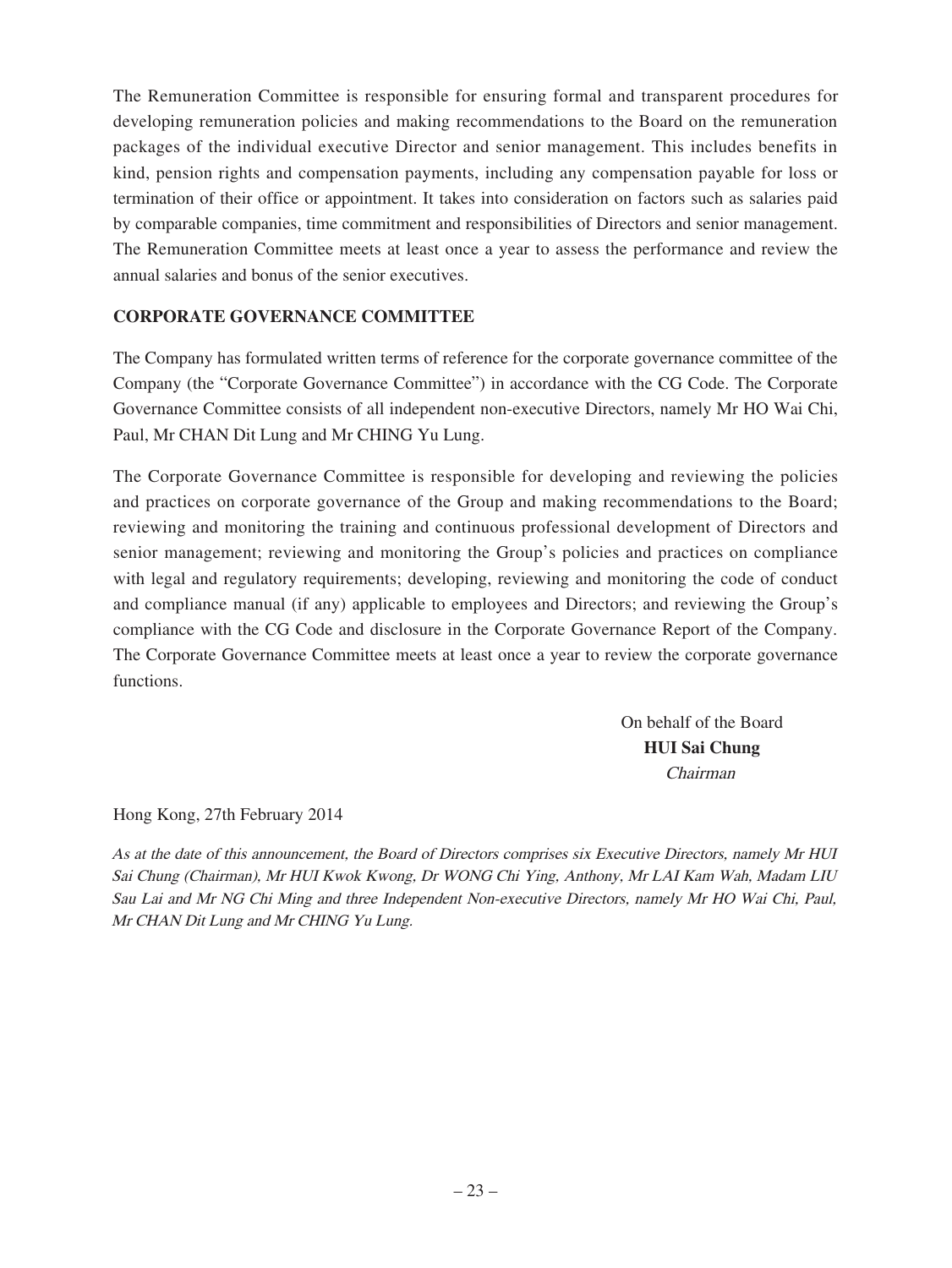The Remuneration Committee is responsible for ensuring formal and transparent procedures for developing remuneration policies and making recommendations to the Board on the remuneration packages of the individual executive Director and senior management. This includes benefits in kind, pension rights and compensation payments, including any compensation payable for loss or termination of their office or appointment. It takes into consideration on factors such as salaries paid by comparable companies, time commitment and responsibilities of Directors and senior management. The Remuneration Committee meets at least once a year to assess the performance and review the annual salaries and bonus of the senior executives.

**CORPORATE GOVERNANCE COMMITTEE**

The Company has formulated written terms of reference for the corporate governance committee of the Company (the "Corporate Governance Committee") in accordance with the CG Code. The Corporate Governance Committee consists of all independent non-executive Directors, namely Mr HO Wai Chi, Paul, Mr CHAN Dit Lung and Mr CHING Yu Lung.

The Corporate Governance Committee is responsible for developing and reviewing the policies and practices on corporate governance of the Group and making recommendations to the Board; reviewing and monitoring the training and continuous professional development of Directors and senior management; reviewing and monitoring the Group's policies and practices on compliance with legal and regulatory requirements; developing, reviewing and monitoring the code of conduct and compliance manual (if any) applicable to employees and Directors; and reviewing the Group's compliance with the CG Code and disclosure in the Corporate Governance Report of the Company. The Corporate Governance Committee meets at least once a year to review the corporate governance functions.

On behalf of the Board
**HUI Sai Chung**
*Chairman*

Hong Kong, 27th February 2014

*As at the date of this announcement, the Board of Directors comprises six Executive Directors, namely Mr HUI Sai Chung (Chairman), Mr HUI Kwok Kwong, Dr WONG Chi Ying, Anthony, Mr LAI Kam Wah, Madam LIU Sau Lai and Mr NG Chi Ming and three Independent Non-executive Directors, namely Mr HO Wai Chi, Paul, Mr CHAN Dit Lung and Mr CHING Yu Lung.*